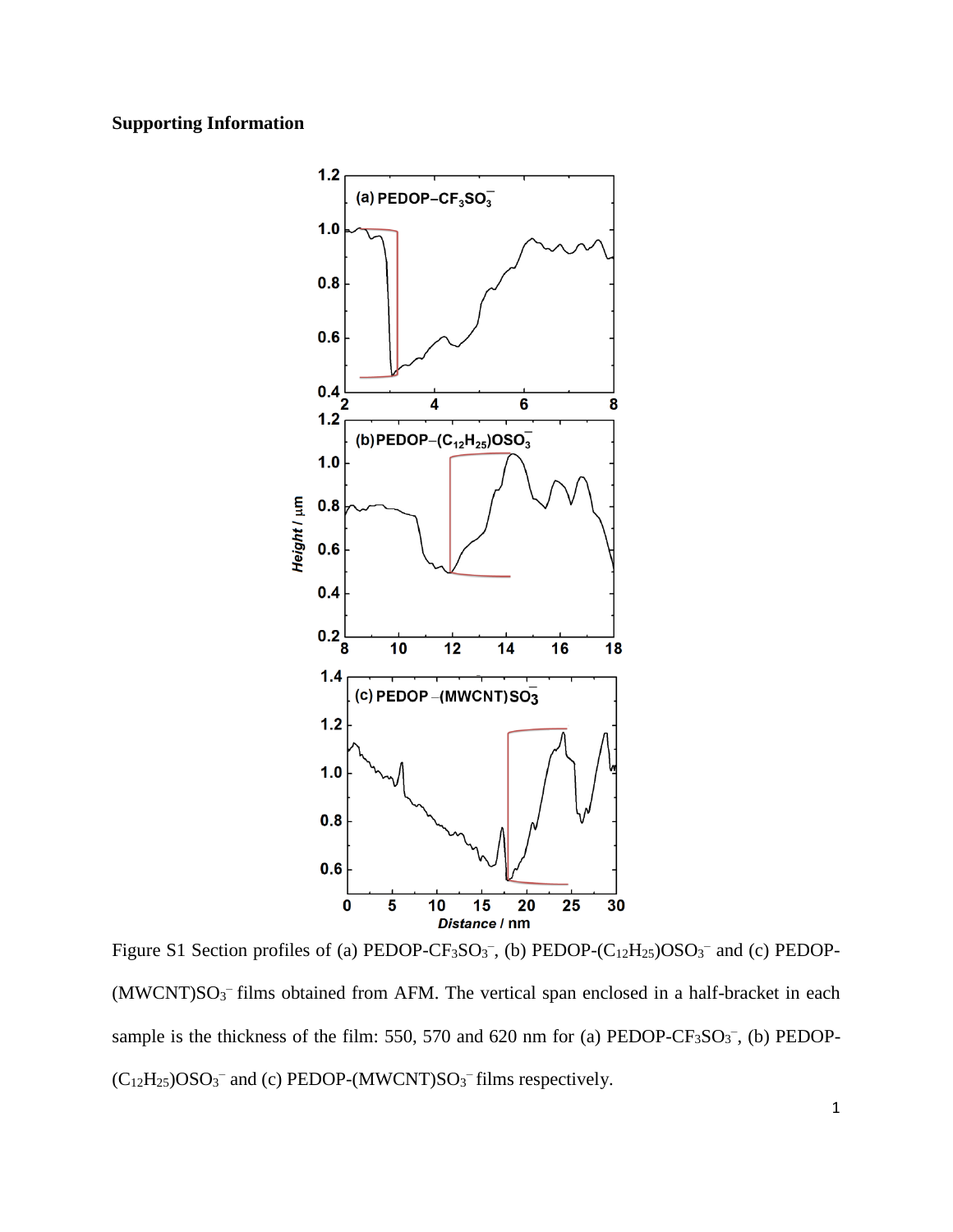**Supporting Information**

Figure S1 Section profiles of (a) PEDOP-$CF_3SO_3^-$, (b) PEDOP-$(C_{12}H_{25})OSO_3^-$ and (c) PEDOP-$(MWCNT)SO_3^-$ films obtained from AFM. The vertical span enclosed in a half-bracket in each sample is the thickness of the film: 550, 570 and 620 nm for (a) PEDOP-$CF_3SO_3^-$, (b) PEDOP-$(C_{12}H_{25})OSO_3^-$ and (c) PEDOP-$(MWCNT)SO_3^-$ films respectively.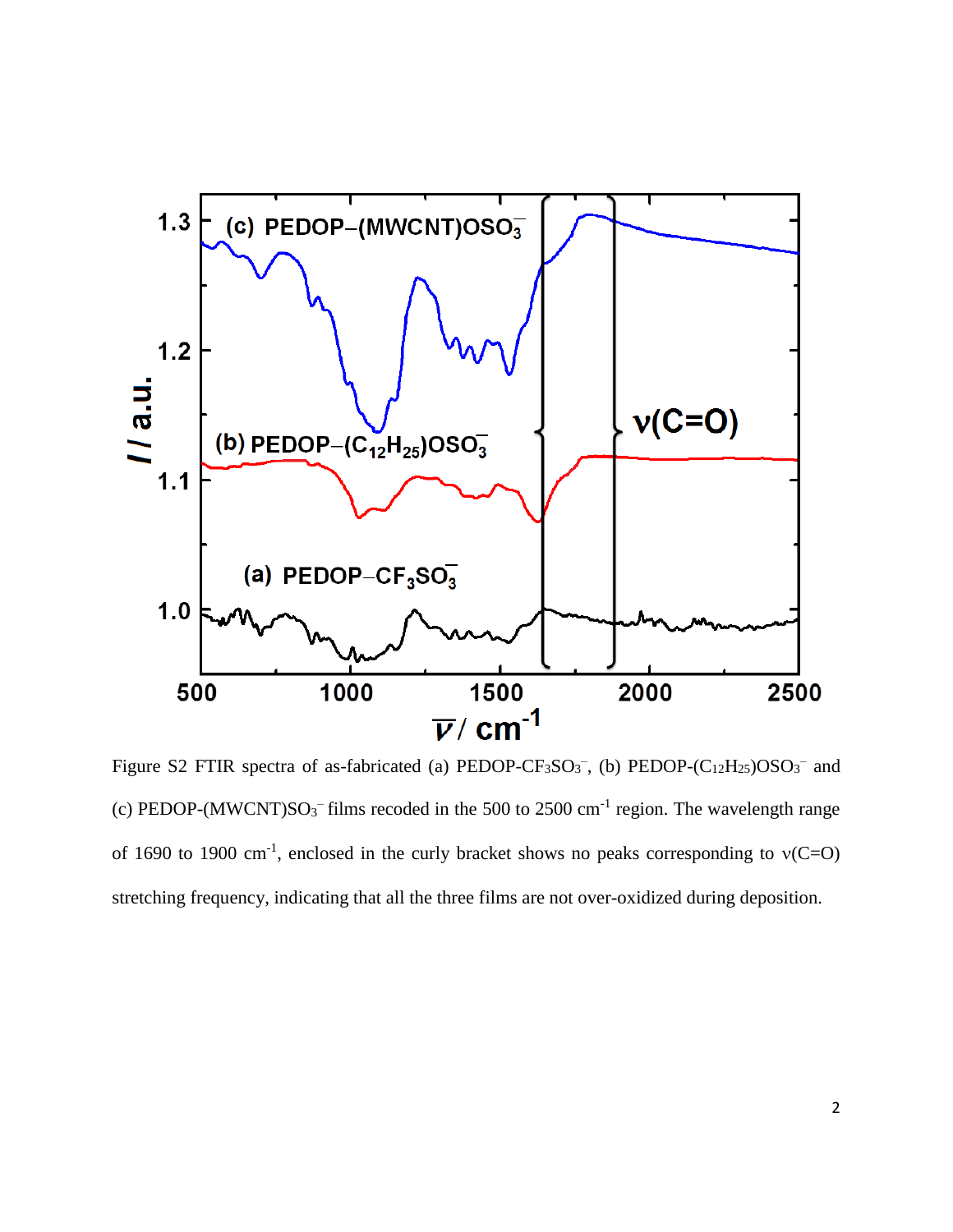Figure S2 FTIR spectra of as-fabricated (a) PEDOP-$CF_3SO_3^-$, (b) PEDOP-$(C_{12}H_{25})OSO_3^-$ and (c) PEDOP-(MWCNT)$SO_3^-$ films recoded in the 500 to 2500 $cm^{-1}$ region. The wavelength range of 1690 to 1900 $cm^{-1}$, enclosed in the curly bracket shows no peaks corresponding to ν(C=O) stretching frequency, indicating that all the three films are not over-oxidized during deposition.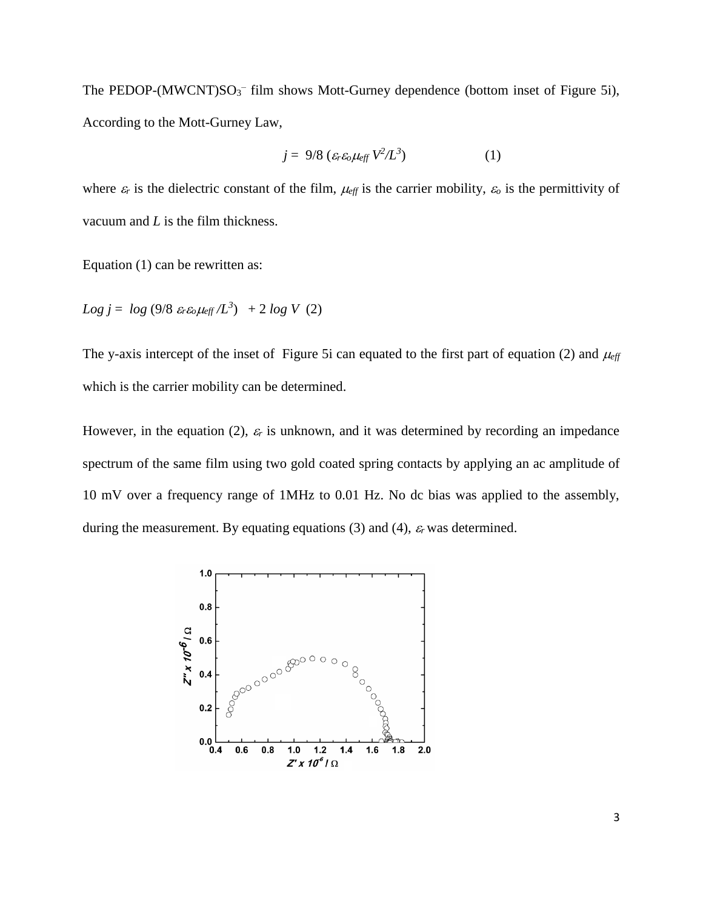The PEDOP-(MWCNT)$SO_3^-$ film shows Mott-Gurney dependence (bottom inset of Figure 5i), According to the Mott-Gurney Law,

$$j = 9/8\ (\varepsilon_r \varepsilon_o \mu_{eff}\ V^2/L^3) \qquad (1)$$

where $\varepsilon_r$ is the dielectric constant of the film, $\mu_{eff}$ is the carrier mobility, $\varepsilon_o$ is the permittivity of vacuum and $L$ is the film thickness.

Equation (1) can be rewritten as:

$$Log\ j = log\ (9/8\ \varepsilon_r \varepsilon_o \mu_{eff} /L^3) \ \ + 2\ log\ V \ \ (2)$$

The y-axis intercept of the inset of Figure 5i can equated to the first part of equation (2) and $\mu_{eff}$ which is the carrier mobility can be determined.

However, in the equation (2), $\varepsilon_r$ is unknown, and it was determined by recording an impedance spectrum of the same film using two gold coated spring contacts by applying an ac amplitude of 10 mV over a frequency range of 1MHz to 0.01 Hz. No dc bias was applied to the assembly, during the measurement. By equating equations (3) and (4), $\varepsilon_r$ was determined.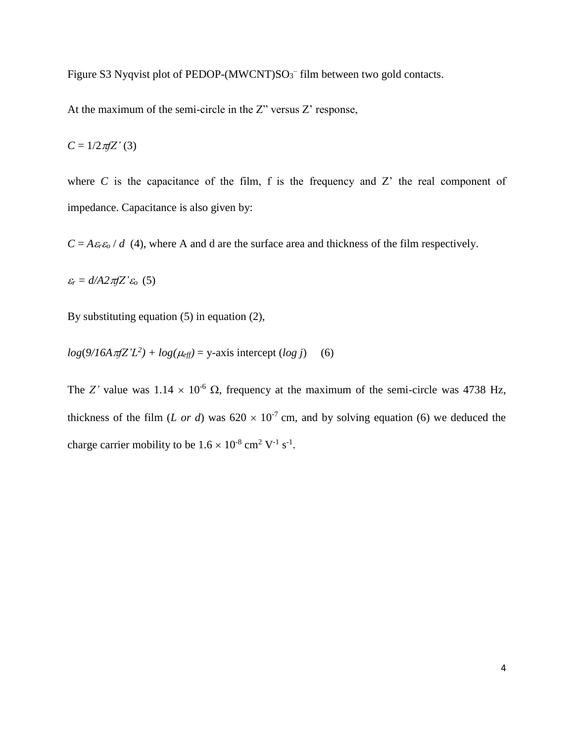Figure S3 Nyqvist plot of PEDOP-(MWCNT)$SO_3^{-}$ film between two gold contacts.

At the maximum of the semi-circle in the Z” versus Z’ response,

$C = 1/2\pi fZ'$ (3)

where $C$ is the capacitance of the film, f is the frequency and Z’ the real component of impedance. Capacitance is also given by:

$C = A\varepsilon_r\varepsilon_o / d$ (4), where A and d are the surface area and thickness of the film respectively.

$\varepsilon_r = d/A2\pi fZ'\varepsilon_o$ (5)

By substituting equation (5) in equation (2),

$log(9/16A\pi fZ'L^2) + log(\mu_{eff})$ = y-axis intercept ($log\ j$) (6)

The $Z'$ value was $1.14 \times 10^{-6}$ $\Omega$, frequency at the maximum of the semi-circle was 4738 Hz, thickness of the film ($L$ *or* $d$) was $620 \times 10^{-7}$ cm, and by solving equation (6) we deduced the charge carrier mobility to be $1.6 \times 10^{-8}$ $cm^2\ V^{-1}\ s^{-1}$.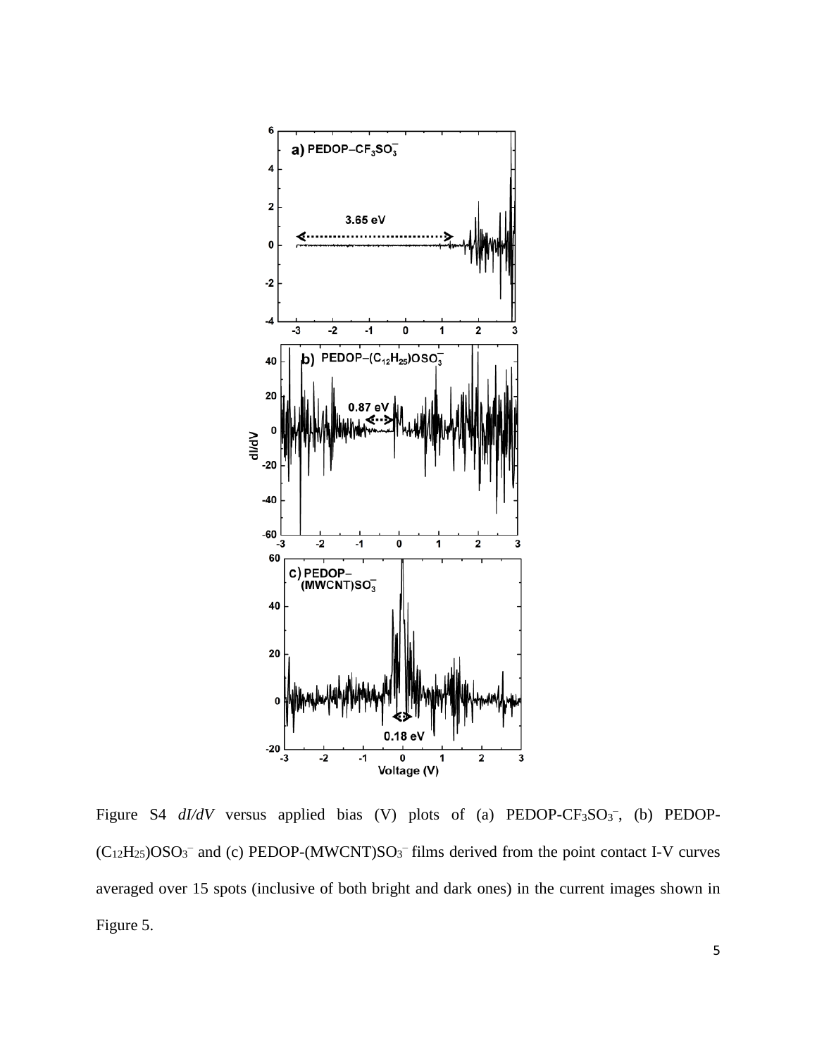Figure S4 *dI/dV* versus applied bias (V) plots of (a) PEDOP-$CF_3SO_3^-$, (b) PEDOP-$(C_{12}H_{25})OSO_3^-$ and (c) PEDOP-(MWCNT)$SO_3^-$ films derived from the point contact I-V curves averaged over 15 spots (inclusive of both bright and dark ones) in the current images shown in Figure 5.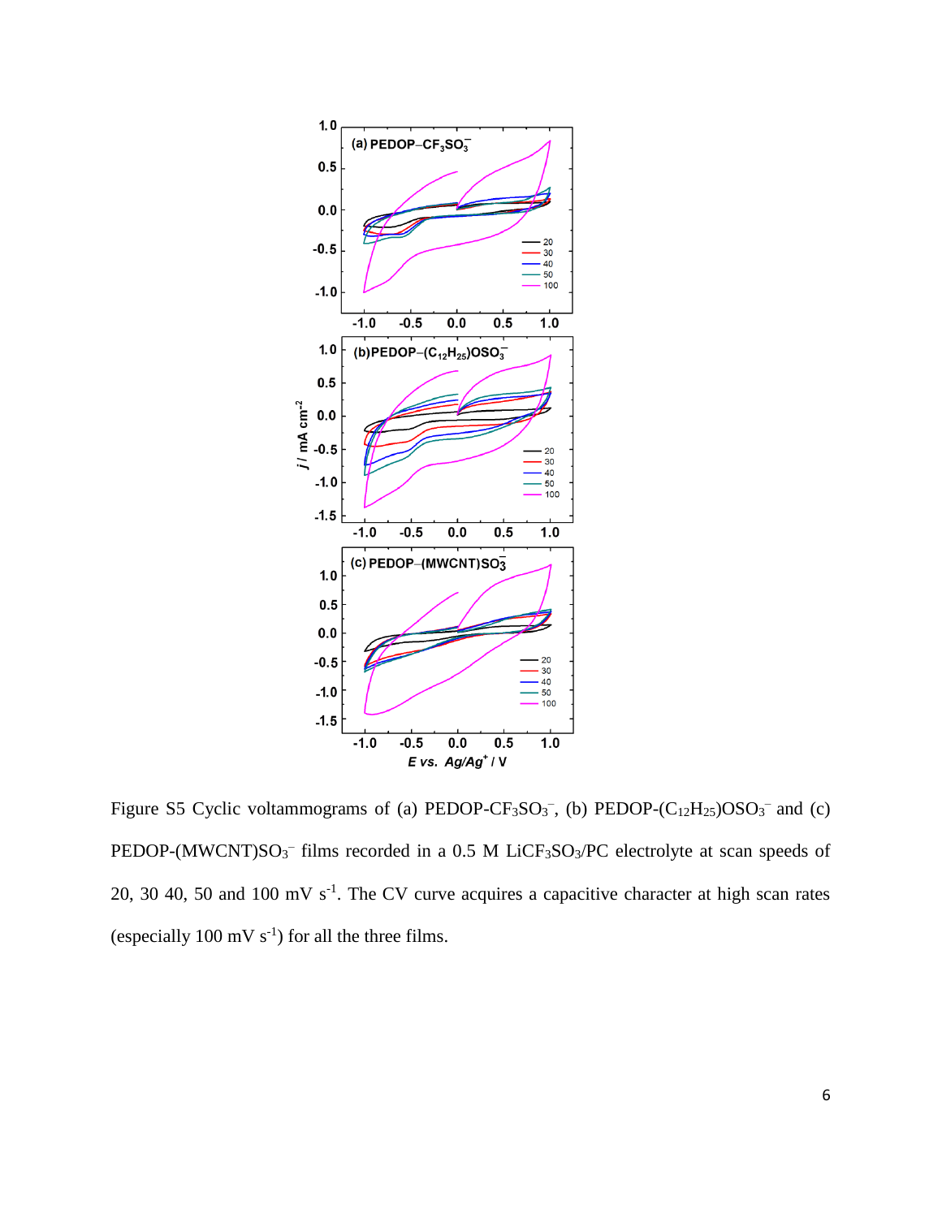(a) PEDOP–$CF_3SO_3^-$

1.0
0.5
0.0
-0.5
-1.0

-1.0 -0.5 0.0 0.5 1.0

20
30
40
50
100

(b) PEDOP–$(C_{12}H_{25})OSO_3^-$

1.0
0.5
0.0
-0.5
-1.0
-1.5

-1.0 -0.5 0.0 0.5 1.0

20
30
40
50
100

$j$ / mA cm$^{-2}$

(c) PEDOP–$(MWCNT)SO_3^-$

1.0
0.5
0.0
-0.5
-1.0
-1.5

-1.0 -0.5 0.0 0.5 1.0

20
30
40
50
100

$E$ vs. Ag/Ag$^+$ / V

Figure S5 Cyclic voltammograms of (a) PEDOP-$CF_3SO_3^-$, (b) PEDOP-$(C_{12}H_{25})OSO_3^-$ and (c) PEDOP-$(MWCNT)SO_3^-$ films recorded in a 0.5 M $LiCF_3SO_3$/PC electrolyte at scan speeds of 20, 30 40, 50 and 100 mV $s^{-1}$. The CV curve acquires a capacitive character at high scan rates (especially 100 mV $s^{-1}$) for all the three films.